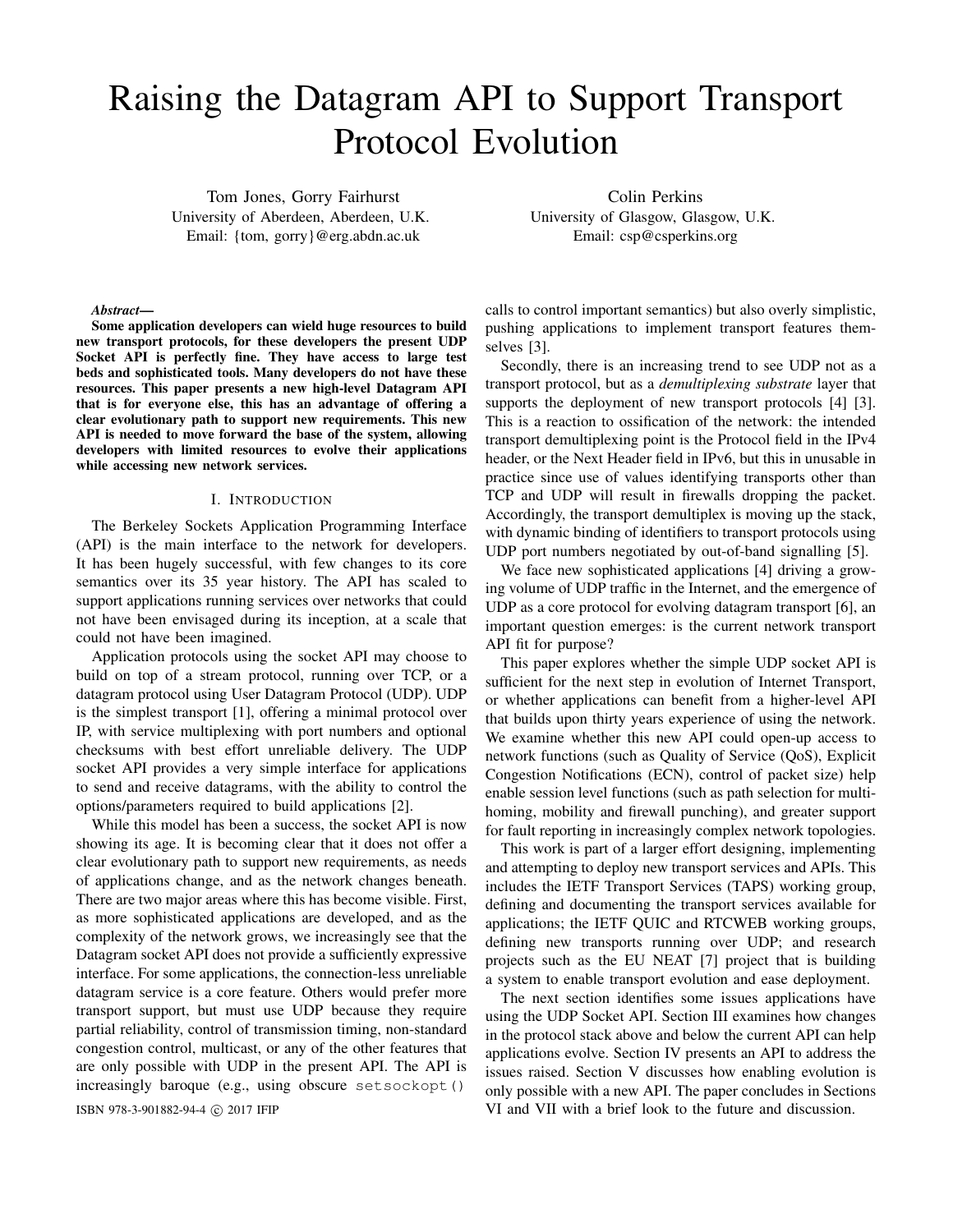# Raising the Datagram API to Support Transport Protocol Evolution

Tom Jones, Gorry Fairhurst
University of Aberdeen, Aberdeen, U.K.
Email: {tom, gorry}@erg.abdn.ac.uk

Colin Perkins
University of Glasgow, Glasgow, U.K.
Email: csp@csperkins.org

***Abstract*—**

**Some application developers can wield huge resources to build new transport protocols, for these developers the present UDP Socket API is perfectly fine. They have access to large test beds and sophisticated tools. Many developers do not have these resources. This paper presents a new high-level Datagram API that is for everyone else, this has an advantage of offering a clear evolutionary path to support new requirements. This new API is needed to move forward the base of the system, allowing developers with limited resources to evolve their applications while accessing new network services.**

## I. Introduction

The Berkeley Sockets Application Programming Interface (API) is the main interface to the network for developers. It has been hugely successful, with few changes to its core semantics over its 35 year history. The API has scaled to support applications running services over networks that could not have been envisaged during its inception, at a scale that could not have been imagined.

Application protocols using the socket API may choose to build on top of a stream protocol, running over TCP, or a datagram protocol using User Datagram Protocol (UDP). UDP is the simplest transport [1], offering a minimal protocol over IP, with service multiplexing with port numbers and optional checksums with best effort unreliable delivery. The UDP socket API provides a very simple interface for applications to send and receive datagrams, with the ability to control the options/parameters required to build applications [2].

While this model has been a success, the socket API is now showing its age. It is becoming clear that it does not offer a clear evolutionary path to support new requirements, as needs of applications change, and as the network changes beneath. There are two major areas where this has become visible. First, as more sophisticated applications are developed, and as the complexity of the network grows, we increasingly see that the Datagram socket API does not provide a sufficiently expressive interface. For some applications, the connection-less unreliable datagram service is a core feature. Others would prefer more transport support, but must use UDP because they require partial reliability, control of transmission timing, non-standard congestion control, multicast, or any of the other features that are only possible with UDP in the present API. The API is increasingly baroque (e.g., using obscure `setsockopt()` calls to control important semantics) but also overly simplistic, pushing applications to implement transport features themselves [3].

Secondly, there is an increasing trend to see UDP not as a transport protocol, but as a *demultiplexing substrate* layer that supports the deployment of new transport protocols [4] [3]. This is a reaction to ossification of the network: the intended transport demultiplexing point is the Protocol field in the IPv4 header, or the Next Header field in IPv6, but this in unusable in practice since use of values identifying transports other than TCP and UDP will result in firewalls dropping the packet. Accordingly, the transport demultiplex is moving up the stack, with dynamic binding of identifiers to transport protocols using UDP port numbers negotiated by out-of-band signalling [5].

We face new sophisticated applications [4] driving a growing volume of UDP traffic in the Internet, and the emergence of UDP as a core protocol for evolving datagram transport [6], an important question emerges: is the current network transport API fit for purpose?

This paper explores whether the simple UDP socket API is sufficient for the next step in evolution of Internet Transport, or whether applications can benefit from a higher-level API that builds upon thirty years experience of using the network. We examine whether this new API could open-up access to network functions (such as Quality of Service (QoS), Explicit Congestion Notifications (ECN), control of packet size) help enable session level functions (such as path selection for multi-homing, mobility and firewall punching), and greater support for fault reporting in increasingly complex network topologies.

This work is part of a larger effort designing, implementing and attempting to deploy new transport services and APIs. This includes the IETF Transport Services (TAPS) working group, defining and documenting the transport services available for applications; the IETF QUIC and RTCWEB working groups, defining new transports running over UDP; and research projects such as the EU NEAT [7] project that is building a system to enable transport evolution and ease deployment.

The next section identifies some issues applications have using the UDP Socket API. Section III examines how changes in the protocol stack above and below the current API can help applications evolve. Section IV presents an API to address the issues raised. Section V discusses how enabling evolution is only possible with a new API. The paper concludes in Sections VI and VII with a brief look to the future and discussion.

ISBN 978-3-901882-94-4 © 2017 IFIP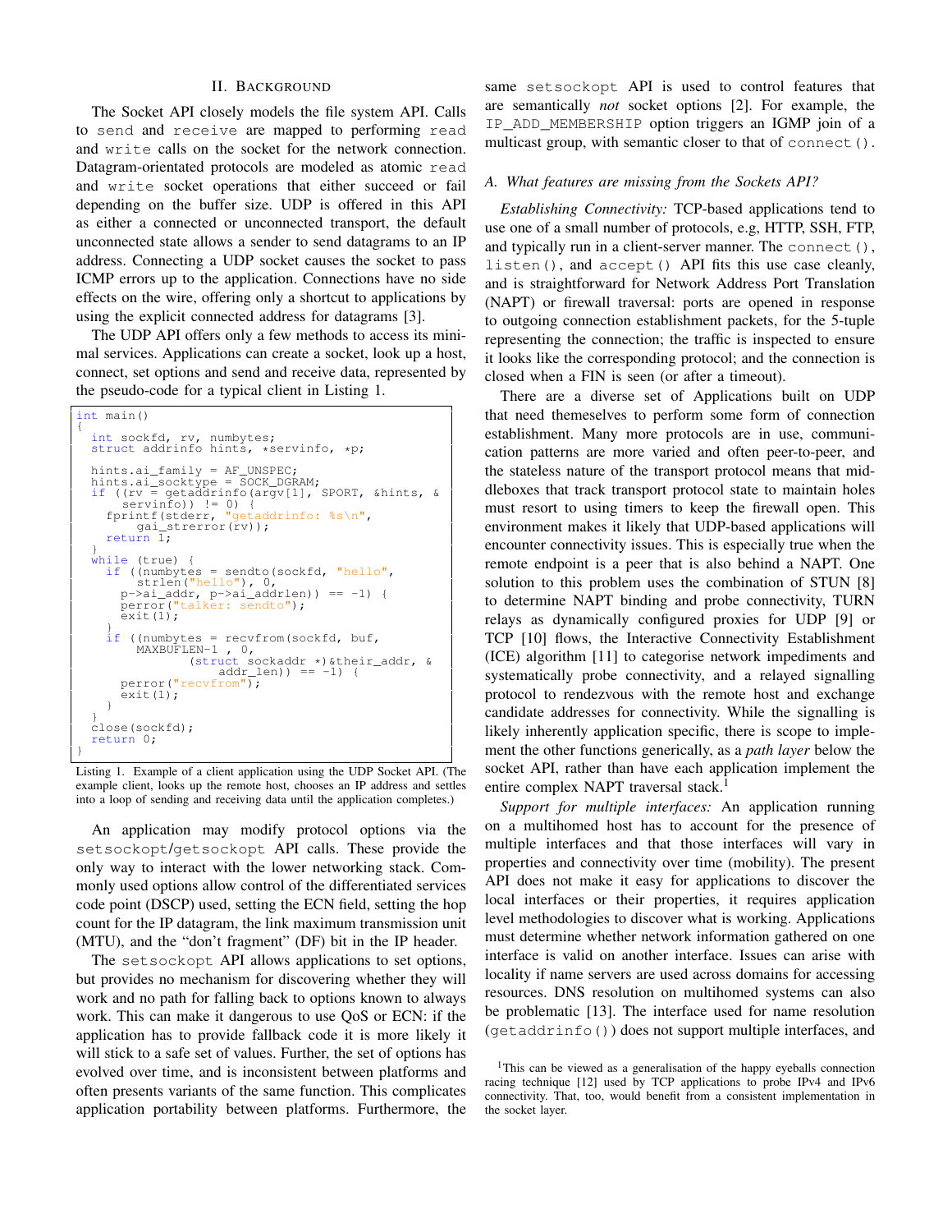## II. Background

The Socket API closely models the file system API. Calls to `send` and `receive` are mapped to performing `read` and `write` calls on the socket for the network connection. Datagram-orientated protocols are modeled as atomic `read` and `write` socket operations that either succeed or fail depending on the buffer size. UDP is offered in this API as either a connected or unconnected transport, the default unconnected state allows a sender to send datagrams to an IP address. Connecting a UDP socket causes the socket to pass ICMP errors up to the application. Connections have no side effects on the wire, offering only a shortcut to applications by using the explicit connected address for datagrams [3].

The UDP API offers only a few methods to access its minimal services. Applications can create a socket, look up a host, connect, set options and send and receive data, represented by the pseudo-code for a typical client in Listing 1.

```
int main()
{
  int sockfd, rv, numbytes;
  struct addrinfo hints, *servinfo, *p;

  hints.ai_family = AF_UNSPEC;
  hints.ai_socktype = SOCK_DGRAM;
  if ((rv = getaddrinfo(argv[1], SPORT, &hints, &
      servinfo)) != 0) {
    fprintf(stderr, "getaddrinfo: %s\n",
        gai_strerror(rv));
    return 1;
  }
  while (true) {
    if ((numbytes = sendto(sockfd, "hello",
        strlen("hello"), 0,
      p->ai_addr, p->ai_addrlen)) == -1) {
      perror("talker: sendto");
      exit(1);
    }
    if ((numbytes = recvfrom(sockfd, buf,
        MAXBUFLEN-1 , 0,
               (struct sockaddr *)&their_addr, &
                   addr_len)) == -1) {
      perror("recvfrom");
      exit(1);
    }
  }
  close(sockfd);
  return 0;
}
```

Listing 1. Example of a client application using the UDP Socket API. (The example client, looks up the remote host, chooses an IP address and settles into a loop of sending and receiving data until the application completes.)

An application may modify protocol options via the `setsockopt`/`getsockopt` API calls. These provide the only way to interact with the lower networking stack. Commonly used options allow control of the differentiated services code point (DSCP) used, setting the ECN field, setting the hop count for the IP datagram, the link maximum transmission unit (MTU), and the "don't fragment" (DF) bit in the IP header.

The `setsockopt` API allows applications to set options, but provides no mechanism for discovering whether they will work and no path for falling back to options known to always work. This can make it dangerous to use QoS or ECN: if the application has to provide fallback code it is more likely it will stick to a safe set of values. Further, the set of options has evolved over time, and is inconsistent between platforms and often presents variants of the same function. This complicates application portability between platforms. Furthermore, the same `setsockopt` API is used to control features that are semantically *not* socket options [2]. For example, the `IP_ADD_MEMBERSHIP` option triggers an IGMP join of a multicast group, with semantic closer to that of `connect()`.

### A. What features are missing from the Sockets API?

*Establishing Connectivity:* TCP-based applications tend to use one of a small number of protocols, e.g, HTTP, SSH, FTP, and typically run in a client-server manner. The `connect()`, `listen()`, and `accept()` API fits this use case cleanly, and is straightforward for Network Address Port Translation (NAPT) or firewall traversal: ports are opened in response to outgoing connection establishment packets, for the 5-tuple representing the connection; the traffic is inspected to ensure it looks like the corresponding protocol; and the connection is closed when a FIN is seen (or after a timeout).

There are a diverse set of Applications built on UDP that need themeselves to perform some form of connection establishment. Many more protocols are in use, communication patterns are more varied and often peer-to-peer, and the stateless nature of the transport protocol means that middleboxes that track transport protocol state to maintain holes must resort to using timers to keep the firewall open. This environment makes it likely that UDP-based applications will encounter connectivity issues. This is especially true when the remote endpoint is a peer that is also behind a NAPT. One solution to this problem uses the combination of STUN [8] to determine NAPT binding and probe connectivity, TURN relays as dynamically configured proxies for UDP [9] or TCP [10] flows, the Interactive Connectivity Establishment (ICE) algorithm [11] to categorise network impediments and systematically probe connectivity, and a relayed signalling protocol to rendezvous with the remote host and exchange candidate addresses for connectivity. While the signalling is likely inherently application specific, there is scope to implement the other functions generically, as a *path layer* below the socket API, rather than have each application implement the entire complex NAPT traversal stack.[1]

*Support for multiple interfaces:* An application running on a multihomed host has to account for the presence of multiple interfaces and that those interfaces will vary in properties and connectivity over time (mobility). The present API does not make it easy for applications to discover the local interfaces or their properties, it requires application level methodologies to discover what is working. Applications must determine whether network information gathered on one interface is valid on another interface. Issues can arise with locality if name servers are used across domains for accessing resources. DNS resolution on multihomed systems can also be problematic [13]. The interface used for name resolution (`getaddrinfo()`) does not support multiple interfaces, and

[1] This can be viewed as a generalisation of the happy eyeballs connection racing technique [12] used by TCP applications to probe IPv4 and IPv6 connectivity. That, too, would benefit from a consistent implementation in the socket layer.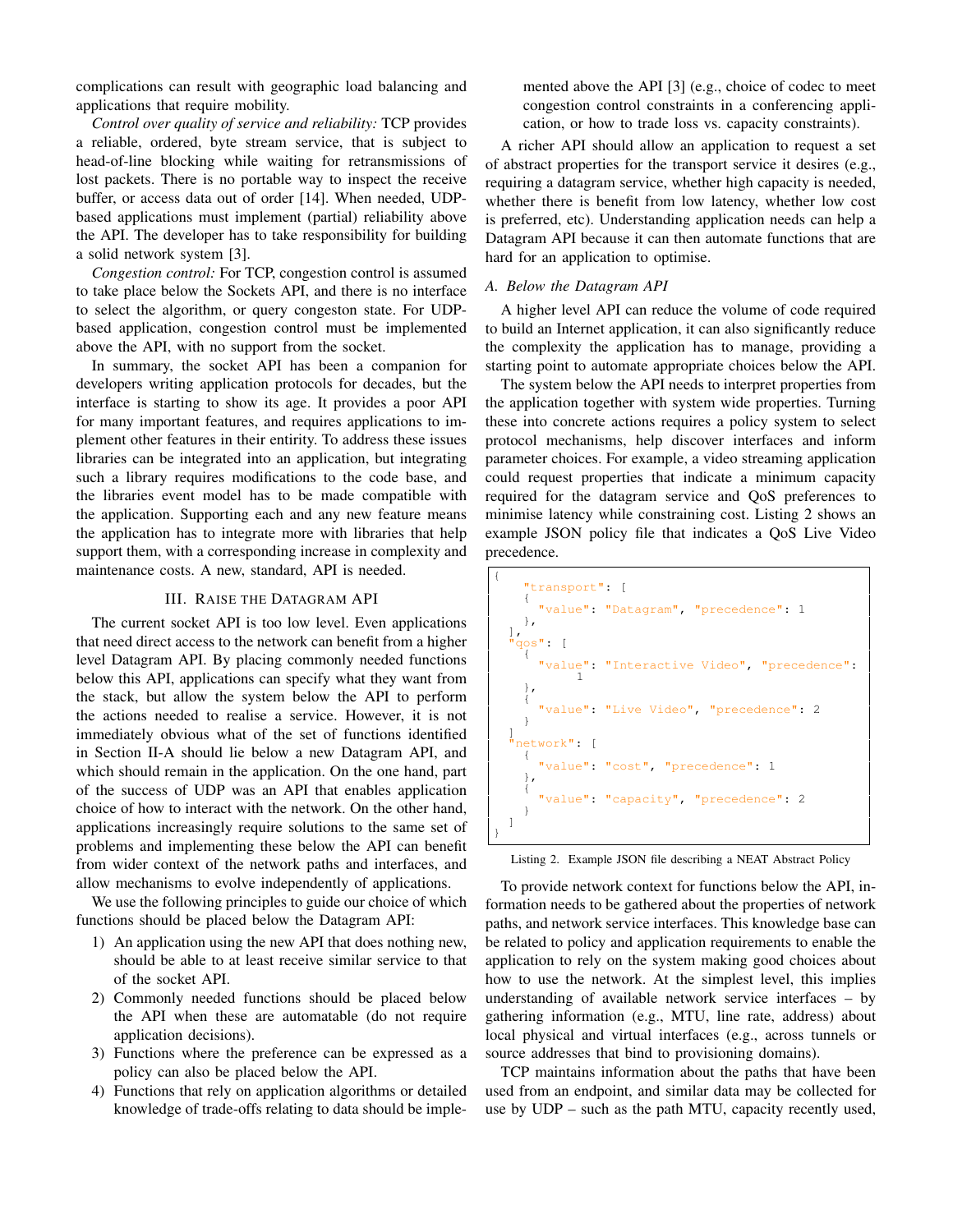complications can result with geographic load balancing and applications that require mobility.

*Control over quality of service and reliability:* TCP provides a reliable, ordered, byte stream service, that is subject to head-of-line blocking while waiting for retransmissions of lost packets. There is no portable way to inspect the receive buffer, or access data out of order [14]. When needed, UDP-based applications must implement (partial) reliability above the API. The developer has to take responsibility for building a solid network system [3].

*Congestion control:* For TCP, congestion control is assumed to take place below the Sockets API, and there is no interface to select the algorithm, or query congeston state. For UDP-based application, congestion control must be implemented above the API, with no support from the socket.

In summary, the socket API has been a companion for developers writing application protocols for decades, but the interface is starting to show its age. It provides a poor API for many important features, and requires applications to implement other features in their entirity. To address these issues libraries can be integrated into an application, but integrating such a library requires modifications to the code base, and the libraries event model has to be made compatible with the application. Supporting each and any new feature means the application has to integrate more with libraries that help support them, with a corresponding increase in complexity and maintenance costs. A new, standard, API is needed.

## III. Raise the Datagram API

The current socket API is too low level. Even applications that need direct access to the network can benefit from a higher level Datagram API. By placing commonly needed functions below this API, applications can specify what they want from the stack, but allow the system below the API to perform the actions needed to realise a service. However, it is not immediately obvious what of the set of functions identified in Section II-A should lie below a new Datagram API, and which should remain in the application. On the one hand, part of the success of UDP was an API that enables application choice of how to interact with the network. On the other hand, applications increasingly require solutions to the same set of problems and implementing these below the API can benefit from wider context of the network paths and interfaces, and allow mechanisms to evolve independently of applications.

We use the following principles to guide our choice of which functions should be placed below the Datagram API:

1) An application using the new API that does nothing new, should be able to at least receive similar service to that of the socket API.
2) Commonly needed functions should be placed below the API when these are automatable (do not require application decisions).
3) Functions where the preference can be expressed as a policy can also be placed below the API.
4) Functions that rely on application algorithms or detailed knowledge of trade-offs relating to data should be implemented above the API [3] (e.g., choice of codec to meet congestion control constraints in a conferencing application, or how to trade loss vs. capacity constraints).

A richer API should allow an application to request a set of abstract properties for the transport service it desires (e.g., requiring a datagram service, whether high capacity is needed, whether there is benefit from low latency, whether low cost is preferred, etc). Understanding application needs can help a Datagram API because it can then automate functions that are hard for an application to optimise.

### A. Below the Datagram API

A higher level API can reduce the volume of code required to build an Internet application, it can also significantly reduce the complexity the application has to manage, providing a starting point to automate appropriate choices below the API.

The system below the API needs to interpret properties from the application together with system wide properties. Turning these into concrete actions requires a policy system to select protocol mechanisms, help discover interfaces and inform parameter choices. For example, a video streaming application could request properties that indicate a minimum capacity required for the datagram service and QoS preferences to minimise latency while constraining cost. Listing 2 shows an example JSON policy file that indicates a QoS Live Video precedence.

```
{
    "transport": [
    {
      "value": "Datagram", "precedence": 1
    },
  ],
  "qos": [
    {
      "value": "Interactive Video", "precedence":
           1
    },
    {
      "value": "Live Video", "precedence": 2
    }
  ]
  "network": [
    {
      "value": "cost", "precedence": 1
    },
    {
      "value": "capacity", "precedence": 2
    }
  ]
}
```

Listing 2. Example JSON file describing a NEAT Abstract Policy

To provide network context for functions below the API, information needs to be gathered about the properties of network paths, and network service interfaces. This knowledge base can be related to policy and application requirements to enable the application to rely on the system making good choices about how to use the network. At the simplest level, this implies understanding of available network service interfaces – by gathering information (e.g., MTU, line rate, address) about local physical and virtual interfaces (e.g., across tunnels or source addresses that bind to provisioning domains).

TCP maintains information about the paths that have been used from an endpoint, and similar data may be collected for use by UDP – such as the path MTU, capacity recently used,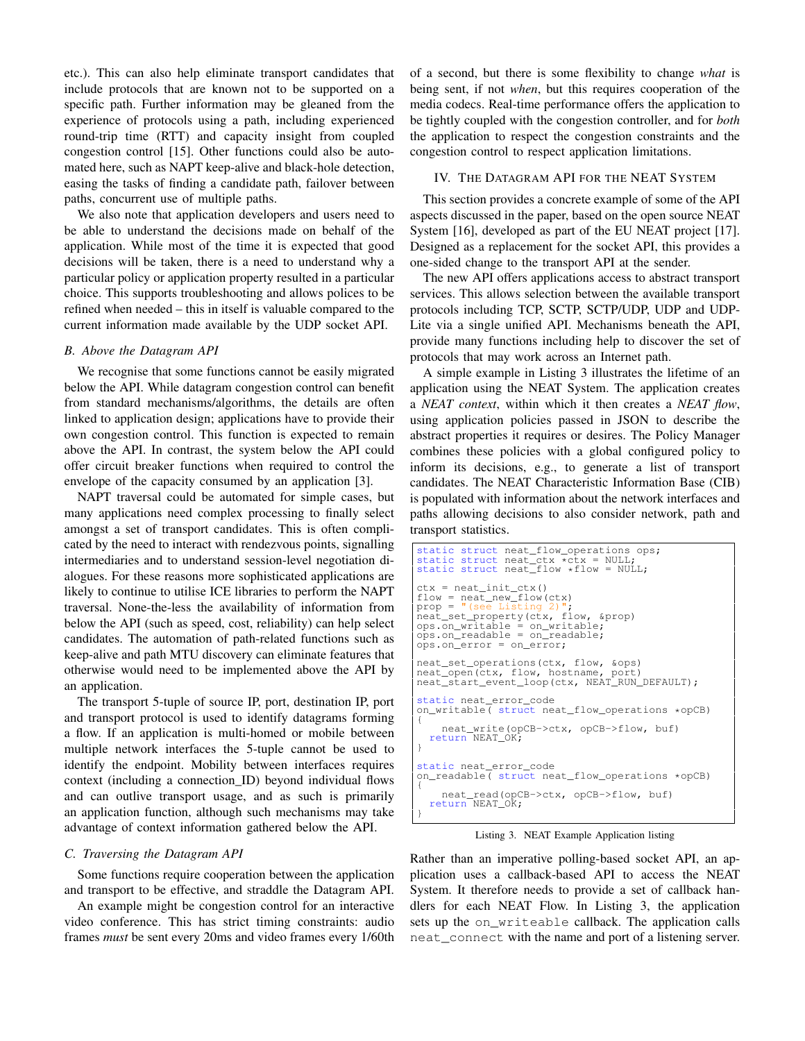etc.). This can also help eliminate transport candidates that include protocols that are known not to be supported on a specific path. Further information may be gleaned from the experience of protocols using a path, including experienced round-trip time (RTT) and capacity insight from coupled congestion control [15]. Other functions could also be automated here, such as NAPT keep-alive and black-hole detection, easing the tasks of finding a candidate path, failover between paths, concurrent use of multiple paths.

We also note that application developers and users need to be able to understand the decisions made on behalf of the application. While most of the time it is expected that good decisions will be taken, there is a need to understand why a particular policy or application property resulted in a particular choice. This supports troubleshooting and allows polices to be refined when needed – this in itself is valuable compared to the current information made available by the UDP socket API.

### B. Above the Datagram API

We recognise that some functions cannot be easily migrated below the API. While datagram congestion control can benefit from standard mechanisms/algorithms, the details are often linked to application design; applications have to provide their own congestion control. This function is expected to remain above the API. In contrast, the system below the API could offer circuit breaker functions when required to control the envelope of the capacity consumed by an application [3].

NAPT traversal could be automated for simple cases, but many applications need complex processing to finally select amongst a set of transport candidates. This is often complicated by the need to interact with rendezvous points, signalling intermediaries and to understand session-level negotiation dialogues. For these reasons more sophisticated applications are likely to continue to utilise ICE libraries to perform the NAPT traversal. None-the-less the availability of information from below the API (such as speed, cost, reliability) can help select candidates. The automation of path-related functions such as keep-alive and path MTU discovery can eliminate features that otherwise would need to be implemented above the API by an application.

The transport 5-tuple of source IP, port, destination IP, port and transport protocol is used to identify datagrams forming a flow. If an application is multi-homed or mobile between multiple network interfaces the 5-tuple cannot be used to identify the endpoint. Mobility between interfaces requires context (including a connection_ID) beyond individual flows and can outlive transport usage, and as such is primarily an application function, although such mechanisms may take advantage of context information gathered below the API.

### C. Traversing the Datagram API

Some functions require cooperation between the application and transport to be effective, and straddle the Datagram API.

An example might be congestion control for an interactive video conference. This has strict timing constraints: audio frames *must* be sent every 20ms and video frames every 1/60th of a second, but there is some flexibility to change *what* is being sent, if not *when*, but this requires cooperation of the media codecs. Real-time performance offers the application to be tightly coupled with the congestion controller, and for *both* the application to respect the congestion constraints and the congestion control to respect application limitations.

## IV. The Datagram API for the NEAT System

This section provides a concrete example of some of the API aspects discussed in the paper, based on the open source NEAT System [16], developed as part of the EU NEAT project [17]. Designed as a replacement for the socket API, this provides a one-sided change to the transport API at the sender.

The new API offers applications access to abstract transport services. This allows selection between the available transport protocols including TCP, SCTP, SCTP/UDP, UDP and UDP-Lite via a single unified API. Mechanisms beneath the API, provide many functions including help to discover the set of protocols that may work across an Internet path.

A simple example in Listing 3 illustrates the lifetime of an application using the NEAT System. The application creates a *NEAT context*, within which it then creates a *NEAT flow*, using application policies passed in JSON to describe the abstract properties it requires or desires. The Policy Manager combines these policies with a global configured policy to inform its decisions, e.g., to generate a list of transport candidates. The NEAT Characteristic Information Base (CIB) is populated with information about the network interfaces and paths allowing decisions to also consider network, path and transport statistics.

```
static struct neat_flow_operations ops;
static struct neat_ctx *ctx = NULL;
static struct neat_flow *flow = NULL;

ctx = neat_init_ctx()
flow = neat_new_flow(ctx)
prop = "(see Listing 2)";
neat_set_property(ctx, flow, &prop)
ops.on_writable = on_writable;
ops.on_readable = on_readable;
ops.on_error = on_error;

neat_set_operations(ctx, flow, &ops)
neat_open(ctx, flow, hostname, port)
neat_start_event_loop(ctx, NEAT_RUN_DEFAULT);

static neat_error_code
on_writable( struct neat_flow_operations *opCB)
{
    neat_write(opCB->ctx, opCB->flow, buf)
  return NEAT_OK;
}

static neat_error_code
on_readable( struct neat_flow_operations *opCB)
{
    neat_read(opCB->ctx, opCB->flow, buf)
  return NEAT_OK;
}
```

Listing 3. NEAT Example Application listing

Rather than an imperative polling-based socket API, an application uses a callback-based API to access the NEAT System. It therefore needs to provide a set of callback handlers for each NEAT Flow. In Listing 3, the application sets up the `on_writeable` callback. The application calls `neat_connect` with the name and port of a listening server.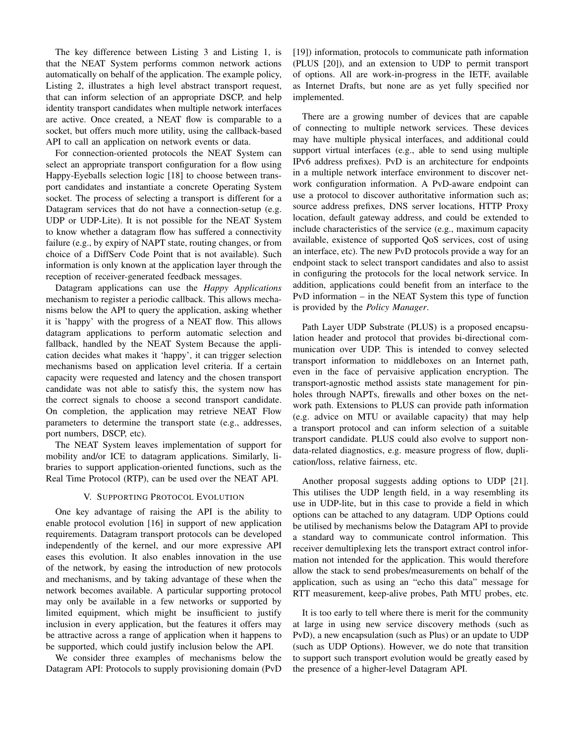The key difference between Listing 3 and Listing 1, is that the NEAT System performs common network actions automatically on behalf of the application. The example policy, Listing 2, illustrates a high level abstract transport request, that can inform selection of an appropriate DSCP, and help identity transport candidates when multiple network interfaces are active. Once created, a NEAT flow is comparable to a socket, but offers much more utility, using the callback-based API to call an application on network events or data.

For connection-oriented protocols the NEAT System can select an appropriate transport configuration for a flow using Happy-Eyeballs selection logic [18] to choose between transport candidates and instantiate a concrete Operating System socket. The process of selecting a transport is different for a Datagram services that do not have a connection-setup (e.g. UDP or UDP-Lite). It is not possible for the NEAT System to know whether a datagram flow has suffered a connectivity failure (e.g., by expiry of NAPT state, routing changes, or from choice of a DiffServ Code Point that is not available). Such information is only known at the application layer through the reception of receiver-generated feedback messages.

Datagram applications can use the *Happy Applications* mechanism to register a periodic callback. This allows mechanisms below the API to query the application, asking whether it is 'happy' with the progress of a NEAT flow. This allows datagram applications to perform automatic selection and fallback, handled by the NEAT System Because the application decides what makes it 'happy', it can trigger selection mechanisms based on application level criteria. If a certain capacity were requested and latency and the chosen transport candidate was not able to satisfy this, the system now has the correct signals to choose a second transport candidate. On completion, the application may retrieve NEAT Flow parameters to determine the transport state (e.g., addresses, port numbers, DSCP, etc).

The NEAT System leaves implementation of support for mobility and/or ICE to datagram applications. Similarly, libraries to support application-oriented functions, such as the Real Time Protocol (RTP), can be used over the NEAT API.

## V. Supporting Protocol Evolution

One key advantage of raising the API is the ability to enable protocol evolution [16] in support of new application requirements. Datagram transport protocols can be developed independently of the kernel, and our more expressive API eases this evolution. It also enables innovation in the use of the network, by easing the introduction of new protocols and mechanisms, and by taking advantage of these when the network becomes available. A particular supporting protocol may only be available in a few networks or supported by limited equipment, which might be insufficient to justify inclusion in every application, but the features it offers may be attractive across a range of application when it happens to be supported, which could justify inclusion below the API.

We consider three examples of mechanisms below the Datagram API: Protocols to supply provisioning domain (PvD [19]) information, protocols to communicate path information (PLUS [20]), and an extension to UDP to permit transport of options. All are work-in-progress in the IETF, available as Internet Drafts, but none are as yet fully specified nor implemented.

There are a growing number of devices that are capable of connecting to multiple network services. These devices may have multiple physical interfaces, and additional could support virtual interfaces (e.g., able to send using multiple IPv6 address prefixes). PvD is an architecture for endpoints in a multiple network interface environment to discover network configuration information. A PvD-aware endpoint can use a protocol to discover authoritative information such as; source address prefixes, DNS server locations, HTTP Proxy location, default gateway address, and could be extended to include characteristics of the service (e.g., maximum capacity available, existence of supported QoS services, cost of using an interface, etc). The new PvD protocols provide a way for an endpoint stack to select transport candidates and also to assist in configuring the protocols for the local network service. In addition, applications could benefit from an interface to the PvD information – in the NEAT System this type of function is provided by the *Policy Manager*.

Path Layer UDP Substrate (PLUS) is a proposed encapsulation header and protocol that provides bi-directional communication over UDP. This is intended to convey selected transport information to middleboxes on an Internet path, even in the face of pervaisive application encryption. The transport-agnostic method assists state management for pinholes through NAPTs, firewalls and other boxes on the network path. Extensions to PLUS can provide path information (e.g. advice on MTU or available capacity) that may help a transport protocol and can inform selection of a suitable transport candidate. PLUS could also evolve to support non-data-related diagnostics, e.g. measure progress of flow, duplication/loss, relative fairness, etc.

Another proposal suggests adding options to UDP [21]. This utilises the UDP length field, in a way resembling its use in UDP-lite, but in this case to provide a field in which options can be attached to any datagram. UDP Options could be utilised by mechanisms below the Datagram API to provide a standard way to communicate control information. This receiver demultiplexing lets the transport extract control information not intended for the application. This would therefore allow the stack to send probes/measurements on behalf of the application, such as using an "echo this data" message for RTT measurement, keep-alive probes, Path MTU probes, etc.

It is too early to tell where there is merit for the community at large in using new service discovery methods (such as PvD), a new encapsulation (such as Plus) or an update to UDP (such as UDP Options). However, we do note that transition to support such transport evolution would be greatly eased by the presence of a higher-level Datagram API.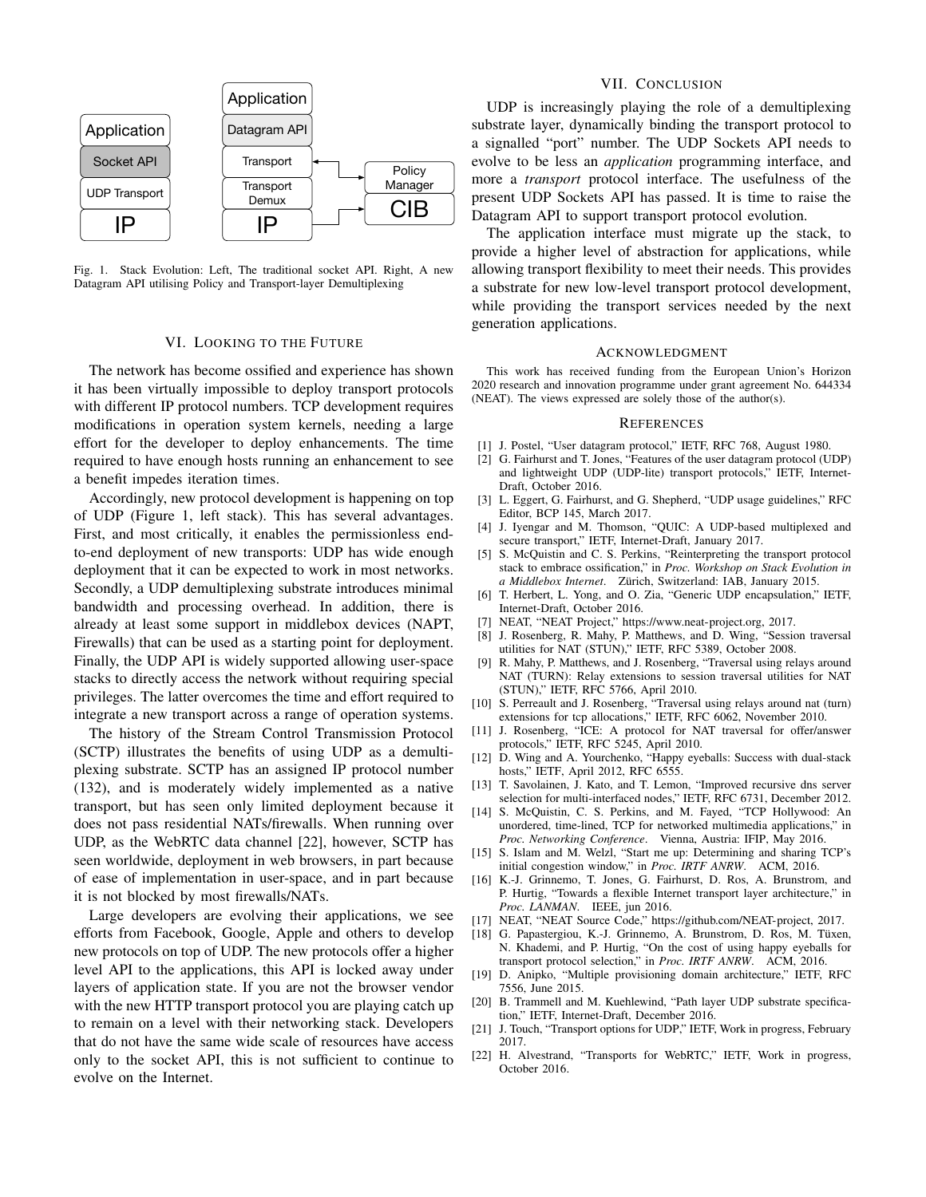Application

Socket API

UDP Transport

IP

Application

Datagram API

Transport

Transport Demux

IP

Policy Manager

CIB

Fig. 1. Stack Evolution: Left, The traditional socket API. Right, A new Datagram API utilising Policy and Transport-layer Demultiplexing

## VI. Looking to the Future

The network has become ossified and experience has shown it has been virtually impossible to deploy transport protocols with different IP protocol numbers. TCP development requires modifications in operation system kernels, needing a large effort for the developer to deploy enhancements. The time required to have enough hosts running an enhancement to see a benefit impedes iteration times.

Accordingly, new protocol development is happening on top of UDP (Figure 1, left stack). This has several advantages. First, and most critically, it enables the permissionless end-to-end deployment of new transports: UDP has wide enough deployment that it can be expected to work in most networks. Secondly, a UDP demultiplexing substrate introduces minimal bandwidth and processing overhead. In addition, there is already at least some support in middlebox devices (NAPT, Firewalls) that can be used as a starting point for deployment. Finally, the UDP API is widely supported allowing user-space stacks to directly access the network without requiring special privileges. The latter overcomes the time and effort required to integrate a new transport across a range of operation systems.

The history of the Stream Control Transmission Protocol (SCTP) illustrates the benefits of using UDP as a demultiplexing substrate. SCTP has an assigned IP protocol number (132), and is moderately widely implemented as a native transport, but has seen only limited deployment because it does not pass residential NATs/firewalls. When running over UDP, as the WebRTC data channel [22], however, SCTP has seen worldwide, deployment in web browsers, in part because of ease of implementation in user-space, and in part because it is not blocked by most firewalls/NATs.

Large developers are evolving their applications, we see efforts from Facebook, Google, Apple and others to develop new protocols on top of UDP. The new protocols offer a higher level API to the applications, this API is locked away under layers of application state. If you are not the browser vendor with the new HTTP transport protocol you are playing catch up to remain on a level with their networking stack. Developers that do not have the same wide scale of resources have access only to the socket API, this is not sufficient to continue to evolve on the Internet.

## VII. Conclusion

UDP is increasingly playing the role of a demultiplexing substrate layer, dynamically binding the transport protocol to a signalled "port" number. The UDP Sockets API needs to evolve to be less an *application* programming interface, and more a *transport* protocol interface. The usefulness of the present UDP Sockets API has passed. It is time to raise the Datagram API to support transport protocol evolution.

The application interface must migrate up the stack, to provide a higher level of abstraction for applications, while allowing transport flexibility to meet their needs. This provides a substrate for new low-level transport protocol development, while providing the transport services needed by the next generation applications.

## Acknowledgment

This work has received funding from the European Union's Horizon 2020 research and innovation programme under grant agreement No. 644334 (NEAT). The views expressed are solely those of the author(s).

## References

[1] J. Postel, "User datagram protocol," IETF, RFC 768, August 1980.

[2] G. Fairhurst and T. Jones, "Features of the user datagram protocol (UDP) and lightweight UDP (UDP-lite) transport protocols," IETF, Internet-Draft, October 2016.

[3] L. Eggert, G. Fairhurst, and G. Shepherd, "UDP usage guidelines," RFC Editor, BCP 145, March 2017.

[4] J. Iyengar and M. Thomson, "QUIC: A UDP-based multiplexed and secure transport," IETF, Internet-Draft, January 2017.

[5] S. McQuistin and C. S. Perkins, "Reinterpreting the transport protocol stack to embrace ossification," in *Proc. Workshop on Stack Evolution in a Middlebox Internet*. Zürich, Switzerland: IAB, January 2015.

[6] T. Herbert, L. Yong, and O. Zia, "Generic UDP encapsulation," IETF, Internet-Draft, October 2016.

[7] NEAT, "NEAT Project," https://www.neat-project.org, 2017.

[8] J. Rosenberg, R. Mahy, P. Matthews, and D. Wing, "Session traversal utilities for NAT (STUN)," IETF, RFC 5389, October 2008.

[9] R. Mahy, P. Matthews, and J. Rosenberg, "Traversal using relays around NAT (TURN): Relay extensions to session traversal utilities for NAT (STUN)," IETF, RFC 5766, April 2010.

[10] S. Perreault and J. Rosenberg, "Traversal using relays around nat (turn) extensions for tcp allocations," IETF, RFC 6062, November 2010.

[11] J. Rosenberg, "ICE: A protocol for NAT traversal for offer/answer protocols," IETF, RFC 5245, April 2010.

[12] D. Wing and A. Yourchenko, "Happy eyeballs: Success with dual-stack hosts," IETF, April 2012, RFC 6555.

[13] T. Savolainen, J. Kato, and T. Lemon, "Improved recursive dns server selection for multi-interfaced nodes," IETF, RFC 6731, December 2012.

[14] S. McQuistin, C. S. Perkins, and M. Fayed, "TCP Hollywood: An unordered, time-lined, TCP for networked multimedia applications," in *Proc. Networking Conference*. Vienna, Austria: IFIP, May 2016.

[15] S. Islam and M. Welzl, "Start me up: Determining and sharing TCP's initial congestion window," in *Proc. IRTF ANRW*. ACM, 2016.

[16] K.-J. Grinnemo, T. Jones, G. Fairhurst, D. Ros, A. Brunstrom, and P. Hurtig, "Towards a flexible Internet transport layer architecture," in *Proc. LANMAN*. IEEE, jun 2016.

[17] NEAT, "NEAT Source Code," https://github.com/NEAT-project, 2017.

[18] G. Papastergiou, K.-J. Grinnemo, A. Brunstrom, D. Ros, M. Tüxen, N. Khademi, and P. Hurtig, "On the cost of using happy eyeballs for transport protocol selection," in *Proc. IRTF ANRW*. ACM, 2016.

[19] D. Anipko, "Multiple provisioning domain architecture," IETF, RFC 7556, June 2015.

[20] B. Trammell and M. Kuehlewind, "Path layer UDP substrate specification," IETF, Internet-Draft, December 2016.

[21] J. Touch, "Transport options for UDP," IETF, Work in progress, February 2017.

[22] H. Alvestrand, "Transports for WebRTC," IETF, Work in progress, October 2016.